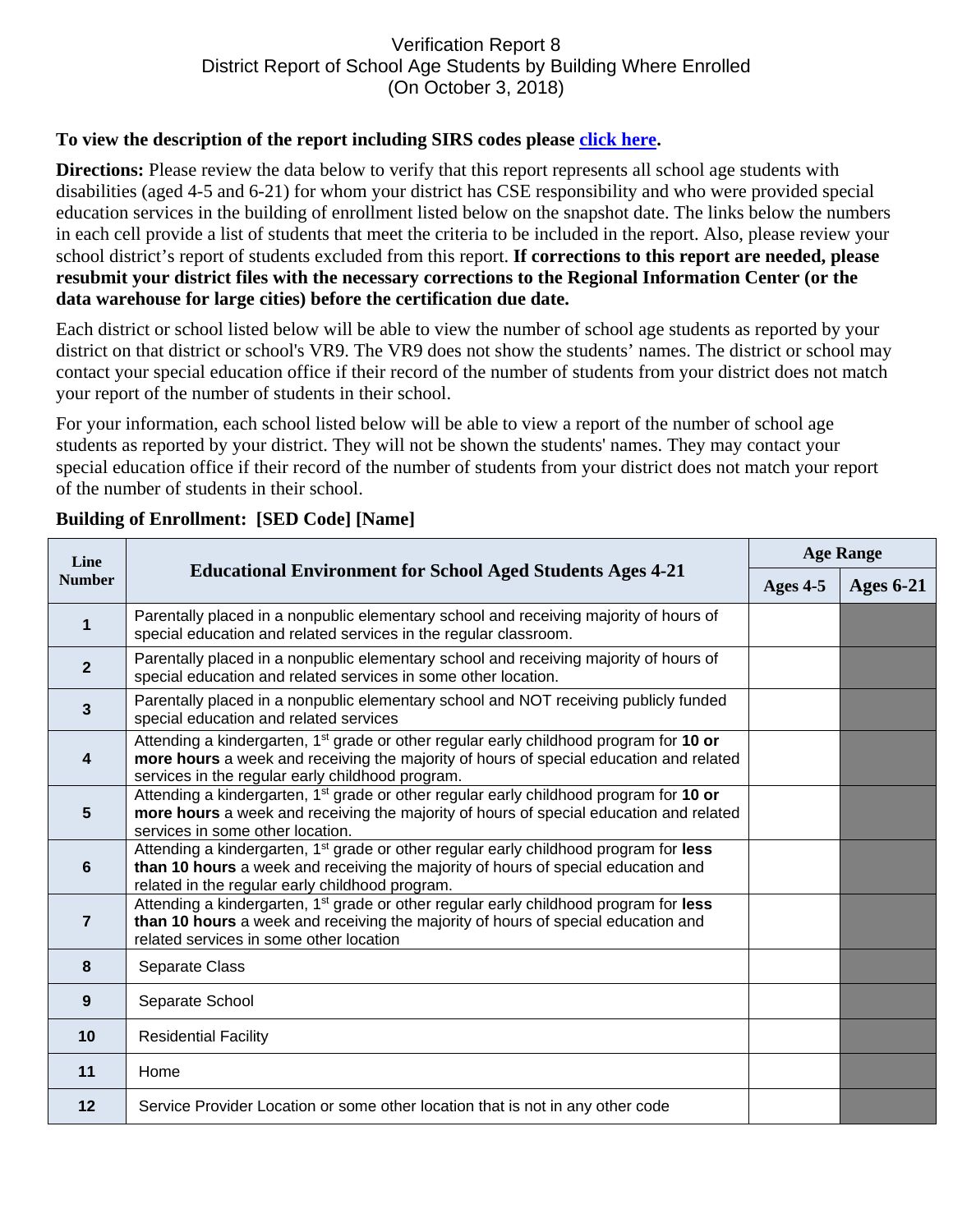# Verification Report 8
## District Report of School Age Students by Building Where Enrolled
## (On October 3, 2018)

**To view the description of the report including SIRS codes please click here.**

**Directions:** Please review the data below to verify that this report represents all school age students with disabilities (aged 4-5 and 6-21) for whom your district has CSE responsibility and who were provided special education services in the building of enrollment listed below on the snapshot date. The links below the numbers in each cell provide a list of students that meet the criteria to be included in the report. Also, please review your school district's report of students excluded from this report. **If corrections to this report are needed, please resubmit your district files with the necessary corrections to the Regional Information Center (or the data warehouse for large cities) before the certification due date.**

Each district or school listed below will be able to view the number of school age students as reported by your district on that district or school's VR9. The VR9 does not show the students' names. The district or school may contact your special education office if their record of the number of students from your district does not match your report of the number of students in their school.

For your information, each school listed below will be able to view a report of the number of school age students as reported by your district. They will not be shown the students' names. They may contact your special education office if their record of the number of students from your district does not match your report of the number of students in their school.

**Building of Enrollment: [SED Code] [Name]**

| Line Number | Educational Environment for School Aged Students Ages 4-21 | Age Range | |
|---|---|---|---|
| | | Ages 4-5 | Ages 6-21 |
| 1 | Parentally placed in a nonpublic elementary school and receiving majority of hours of special education and related services in the regular classroom. | | |
| 2 | Parentally placed in a nonpublic elementary school and receiving majority of hours of special education and related services in some other location. | | |
| 3 | Parentally placed in a nonpublic elementary school and NOT receiving publicly funded special education and related services | | |
| 4 | Attending a kindergarten, 1st grade or other regular early childhood program for **10 or more hours** a week and receiving the majority of hours of special education and related services in the regular early childhood program. | | |
| 5 | Attending a kindergarten, 1st grade or other regular early childhood program for **10 or more hours** a week and receiving the majority of hours of special education and related services in some other location. | | |
| 6 | Attending a kindergarten, 1st grade or other regular early childhood program for **less than 10 hours** a week and receiving the majority of hours of special education and related in the regular early childhood program. | | |
| 7 | Attending a kindergarten, 1st grade or other regular early childhood program for **less than 10 hours** a week and receiving the majority of hours of special education and related services in some other location | | |
| 8 | Separate Class | | |
| 9 | Separate School | | |
| 10 | Residential Facility | | |
| 11 | Home | | |
| 12 | Service Provider Location or some other location that is not in any other code | | |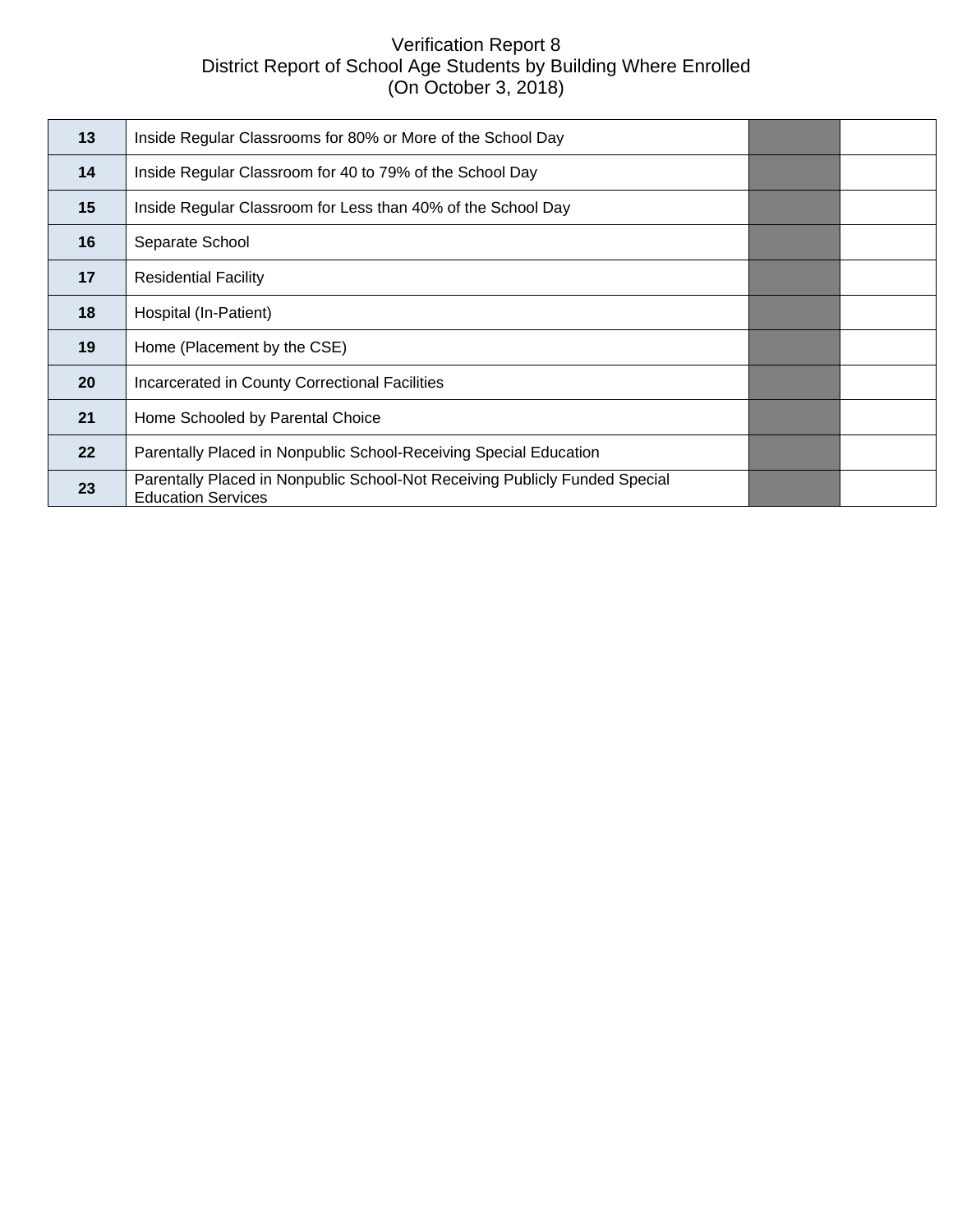Verification Report 8

District Report of School Age Students by Building Where Enrolled

(On October 3, 2018)

| | | | |
|---|---|---|---|
| **13** | Inside Regular Classrooms for 80% or More of the School Day | | |
| **14** | Inside Regular Classroom for 40 to 79% of the School Day | | |
| **15** | Inside Regular Classroom for Less than 40% of the School Day | | |
| **16** | Separate School | | |
| **17** | Residential Facility | | |
| **18** | Hospital (In-Patient) | | |
| **19** | Home (Placement by the CSE) | | |
| **20** | Incarcerated in County Correctional Facilities | | |
| **21** | Home Schooled by Parental Choice | | |
| **22** | Parentally Placed in Nonpublic School-Receiving Special Education | | |
| **23** | Parentally Placed in Nonpublic School-Not Receiving Publicly Funded Special Education Services | | |